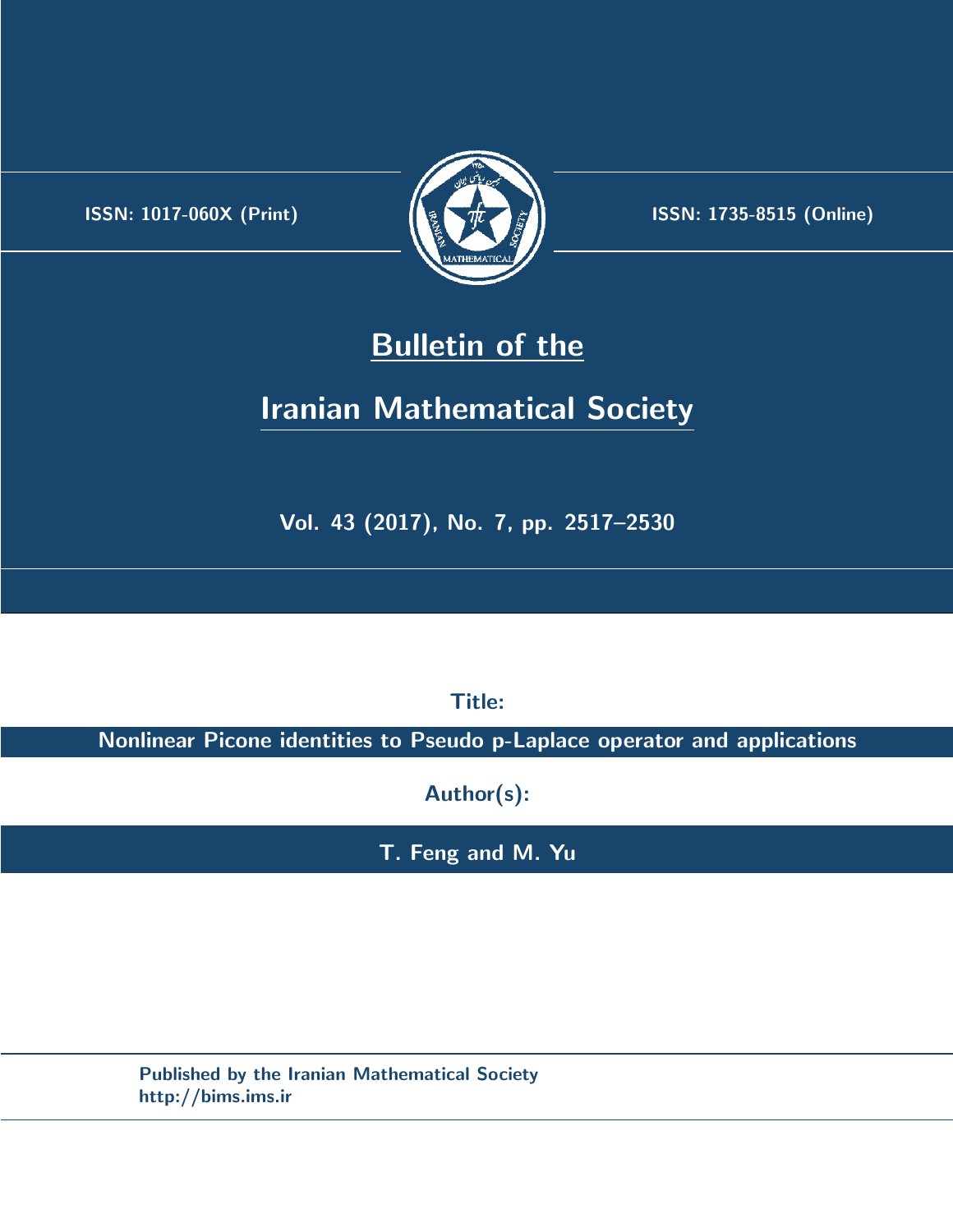ISSN: 1017-060X (Print)

ISSN: 1735-8515 (Online)

# Bulletin of the

# Iranian Mathematical Society

Vol. 43 (2017), No. 7, pp. 2517–2530

**Title:**

**Nonlinear Picone identities to Pseudo p-Laplace operator and applications**

**Author(s):**

**T. Feng and M. Yu**

Published by the Iranian Mathematical Society
http://bims.ims.ir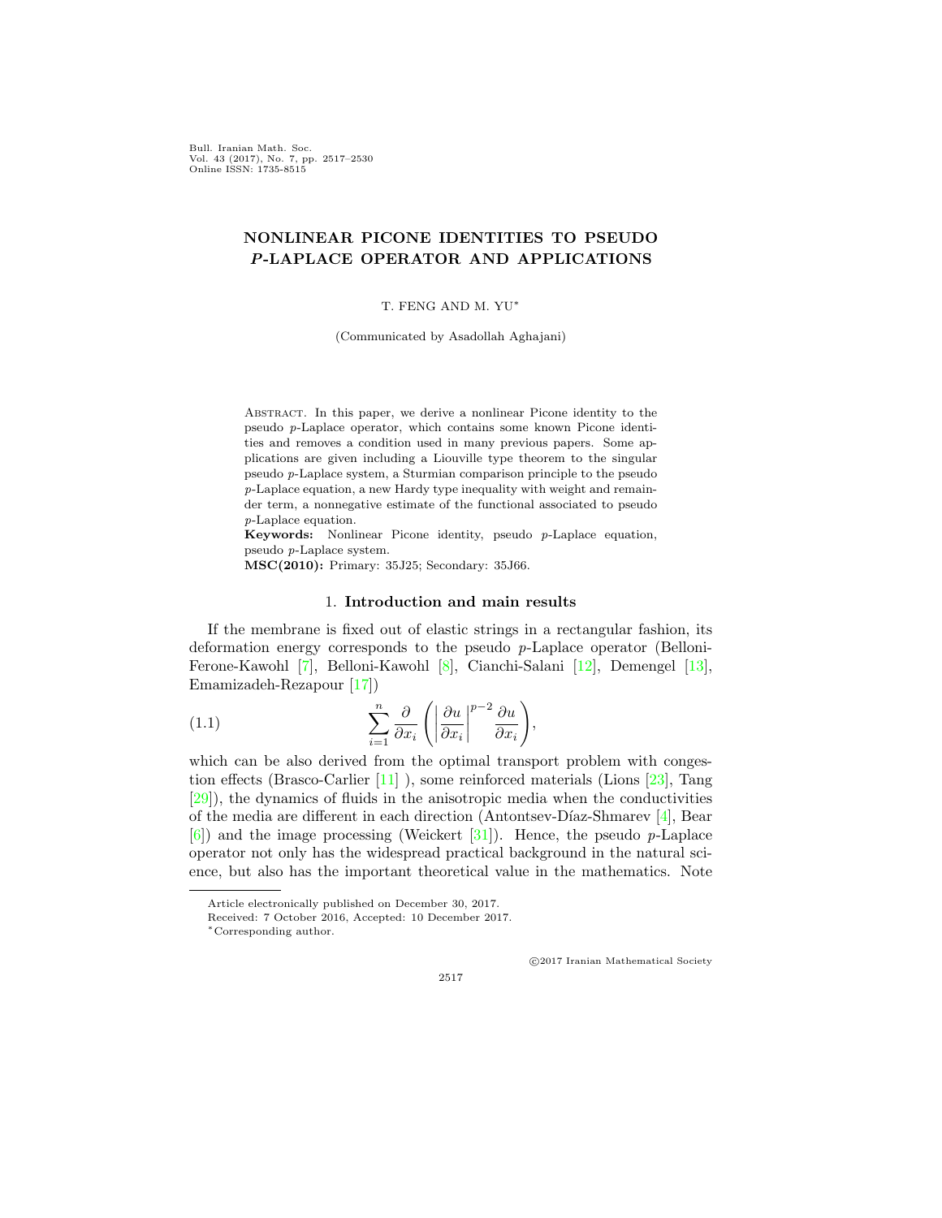Bull. Iranian Math. Soc.
Vol. 43 (2017), No. 7, pp. 2517–2530
Online ISSN: 1735-8515

# NONLINEAR PICONE IDENTITIES TO PSEUDO *P*-LAPLACE OPERATOR AND APPLICATIONS

T. FENG AND M. YU*

(Communicated by Asadollah Aghajani)

Abstract. In this paper, we derive a nonlinear Picone identity to the pseudo $p$-Laplace operator, which contains some known Picone identities and removes a condition used in many previous papers. Some applications are given including a Liouville type theorem to the singular pseudo $p$-Laplace system, a Sturmian comparison principle to the pseudo $p$-Laplace equation, a new Hardy type inequality with weight and remainder term, a nonnegative estimate of the functional associated to pseudo $p$-Laplace equation.

**Keywords:** Nonlinear Picone identity, pseudo $p$-Laplace equation, pseudo $p$-Laplace system.

**MSC(2010):** Primary: 35J25; Secondary: 35J66.

## 1. **Introduction and main results**

If the membrane is fixed out of elastic strings in a rectangular fashion, its deformation energy corresponds to the pseudo $p$-Laplace operator (Belloni-Ferone-Kawohl [7], Belloni-Kawohl [8], Cianchi-Salani [12], Demengel [13], Emamizadeh-Rezapour [17])

$$\sum_{i=1}^{n} \frac{\partial}{\partial x_i}\left( \left| \frac{\partial u}{\partial x_i} \right|^{p-2} \frac{\partial u}{\partial x_i} \right), \tag{1.1}$$

which can be also derived from the optimal transport problem with congestion effects (Brasco-Carlier [11] ), some reinforced materials (Lions [23], Tang [29]), the dynamics of fluids in the anisotropic media when the conductivities of the media are different in each direction (Antontsev-Díaz-Shmarev [4], Bear [6]) and the image processing (Weickert [31]). Hence, the pseudo $p$-Laplace operator not only has the widespread practical background in the natural science, but also has the important theoretical value in the mathematics. Note

Article electronically published on December 30, 2017.

Received: 7 October 2016, Accepted: 10 December 2017.

*Corresponding author.

©2017 Iranian Mathematical Society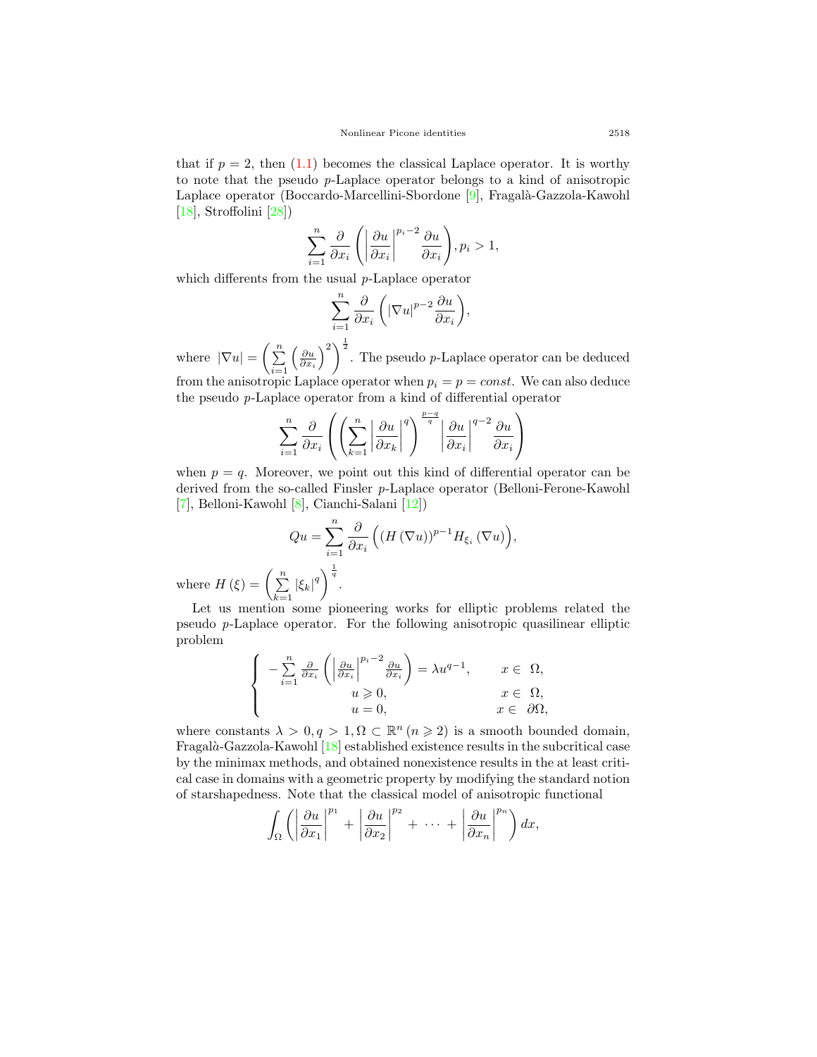that if $p = 2$, then (1.1) becomes the classical Laplace operator. It is worthy to note that the pseudo $p$-Laplace operator belongs to a kind of anisotropic Laplace operator (Boccardo-Marcellini-Sbordone [9], Fragalà-Gazzola-Kawohl [18], Stroffolini [28])

$$\sum_{i=1}^{n} \frac{\partial}{\partial x_i} \left( \left| \frac{\partial u}{\partial x_i} \right|^{p_i - 2} \frac{\partial u}{\partial x_i} \right), p_i > 1,$$

which differents from the usual $p$-Laplace operator

$$\sum_{i=1}^{n} \frac{\partial}{\partial x_i} \left( |\nabla u|^{p-2} \frac{\partial u}{\partial x_i} \right),$$

where $|\nabla u| = \left( \sum_{i=1}^{n} \left( \frac{\partial u}{\partial x_i} \right)^2 \right)^{\frac{1}{2}}$. The pseudo $p$-Laplace operator can be deduced from the anisotropic Laplace operator when $p_i = p = const$. We can also deduce the pseudo $p$-Laplace operator from a kind of differential operator

$$\sum_{i=1}^{n} \frac{\partial}{\partial x_i} \left( \left( \sum_{k=1}^{n} \left| \frac{\partial u}{\partial x_k} \right|^q \right)^{\frac{p-q}{q}} \left| \frac{\partial u}{\partial x_i} \right|^{q-2} \frac{\partial u}{\partial x_i} \right)$$

when $p = q$. Moreover, we point out this kind of differential operator can be derived from the so-called Finsler $p$-Laplace operator (Belloni-Ferone-Kawohl [7], Belloni-Kawohl [8], Cianchi-Salani [12])

$$Qu = \sum_{i=1}^{n} \frac{\partial}{\partial x_i} \Big( (H(\nabla u))^{p-1} H_{\xi_i}(\nabla u) \Big),$$

where $H(\xi) = \left( \sum_{k=1}^{n} |\xi_k|^q \right)^{\frac{1}{q}}$.

Let us mention some pioneering works for elliptic problems related the pseudo $p$-Laplace operator. For the following anisotropic quasilinear elliptic problem

$$\begin{cases} -\sum_{i=1}^{n} \frac{\partial}{\partial x_i} \left( \left| \frac{\partial u}{\partial x_i} \right|^{p_i - 2} \frac{\partial u}{\partial x_i} \right) = \lambda u^{q-1}, & x \in \Omega, \\ u \geqslant 0, & x \in \Omega, \\ u = 0, & x \in \partial\Omega, \end{cases}$$

where constants $\lambda > 0, q > 1, \Omega \subset \mathbb{R}^n \, (n \geqslant 2)$ is a smooth bounded domain, Fragalà-Gazzola-Kawohl [18] established existence results in the subcritical case by the minimax methods, and obtained nonexistence results in the at least critical case in domains with a geometric property by modifying the standard notion of starshapedness. Note that the classical model of anisotropic functional

$$\int_{\Omega} \left( \left| \frac{\partial u}{\partial x_1} \right|^{p_1} + \left| \frac{\partial u}{\partial x_2} \right|^{p_2} + \cdots + \left| \frac{\partial u}{\partial x_n} \right|^{p_n} \right) dx,$$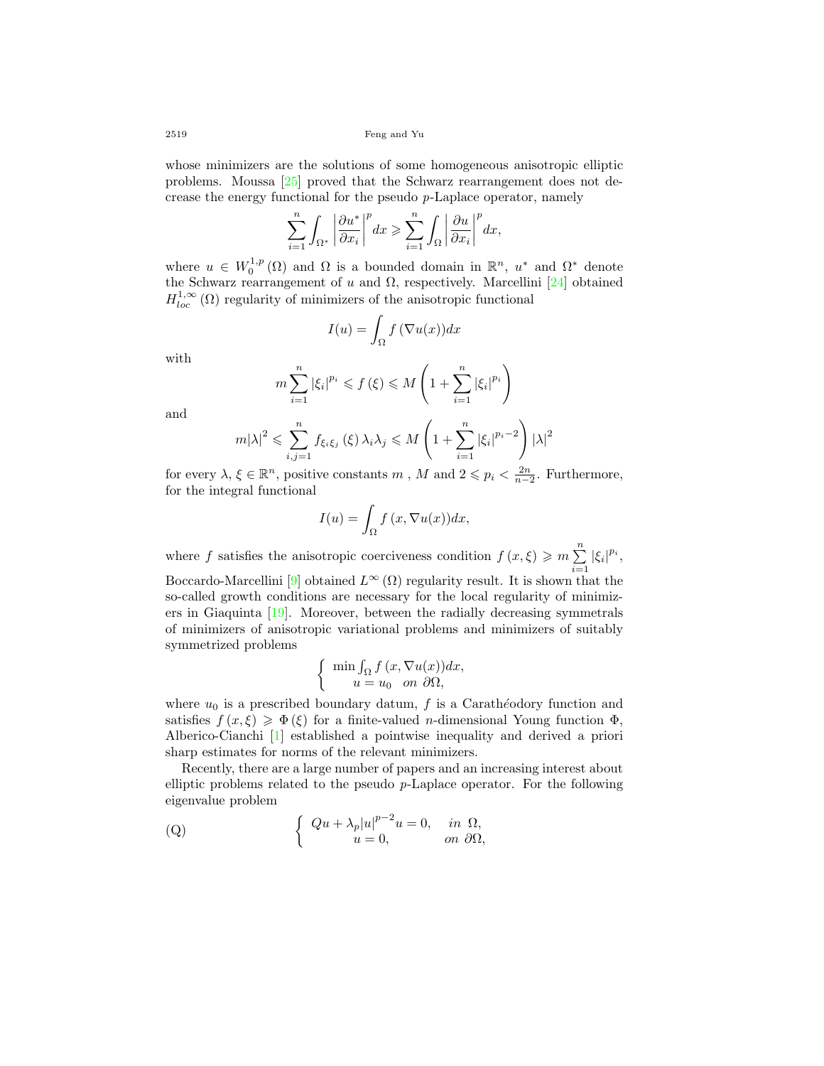whose minimizers are the solutions of some homogeneous anisotropic elliptic problems. Moussa [25] proved that the Schwarz rearrangement does not decrease the energy functional for the pseudo $p$-Laplace operator, namely

$$\sum_{i=1}^{n} \int_{\Omega^*} \left| \frac{\partial u^*}{\partial x_i} \right|^p dx \geqslant \sum_{i=1}^{n} \int_{\Omega} \left| \frac{\partial u}{\partial x_i} \right|^p dx,$$

where $u \in W_0^{1,p}(\Omega)$ and $\Omega$ is a bounded domain in $\mathbb{R}^n$, $u^*$ and $\Omega^*$ denote the Schwarz rearrangement of $u$ and $\Omega$, respectively. Marcellini [24] obtained $H_{loc}^{1,\infty}(\Omega)$ regularity of minimizers of the anisotropic functional

$$I(u) = \int_{\Omega} f(\nabla u(x)) dx$$

with

$$m \sum_{i=1}^{n} |\xi_i|^{p_i} \leqslant f(\xi) \leqslant M \left( 1 + \sum_{i=1}^{n} |\xi_i|^{p_i} \right)$$

and

$$m|\lambda|^2 \leqslant \sum_{i,j=1}^{n} f_{\xi_i \xi_j}(\xi) \lambda_i \lambda_j \leqslant M \left( 1 + \sum_{i=1}^{n} |\xi_i|^{p_i - 2} \right) |\lambda|^2$$

for every $\lambda, \xi \in \mathbb{R}^n$, positive constants $m$ , $M$ and $2 \leqslant p_i < \frac{2n}{n-2}$. Furthermore, for the integral functional

$$I(u) = \int_{\Omega} f(x, \nabla u(x)) dx,$$

where $f$ satisfies the anisotropic coerciveness condition $f(x, \xi) \geqslant m \sum_{i=1}^{n} |\xi_i|^{p_i}$, Boccardo-Marcellini [9] obtained $L^{\infty}(\Omega)$ regularity result. It is shown that the so-called growth conditions are necessary for the local regularity of minimizers in Giaquinta [19]. Moreover, between the radially decreasing symmetrals of minimizers of anisotropic variational problems and minimizers of suitably symmetrized problems

$$\begin{cases} \min \int_{\Omega} f(x, \nabla u(x)) dx, \\ u = u_0 \quad on \ \partial\Omega, \end{cases}$$

where $u_0$ is a prescribed boundary datum, $f$ is a Carathéodory function and satisfies $f(x, \xi) \geqslant \Phi(\xi)$ for a finite-valued $n$-dimensional Young function $\Phi$, Alberico-Cianchi [1] established a pointwise inequality and derived a priori sharp estimates for norms of the relevant minimizers.

Recently, there are a large number of papers and an increasing interest about elliptic problems related to the pseudo $p$-Laplace operator. For the following eigenvalue problem

$$\text{(Q)} \qquad \begin{cases} Qu + \lambda_p |u|^{p-2} u = 0, & in \ \Omega, \\ u = 0, & on \ \partial\Omega, \end{cases}$$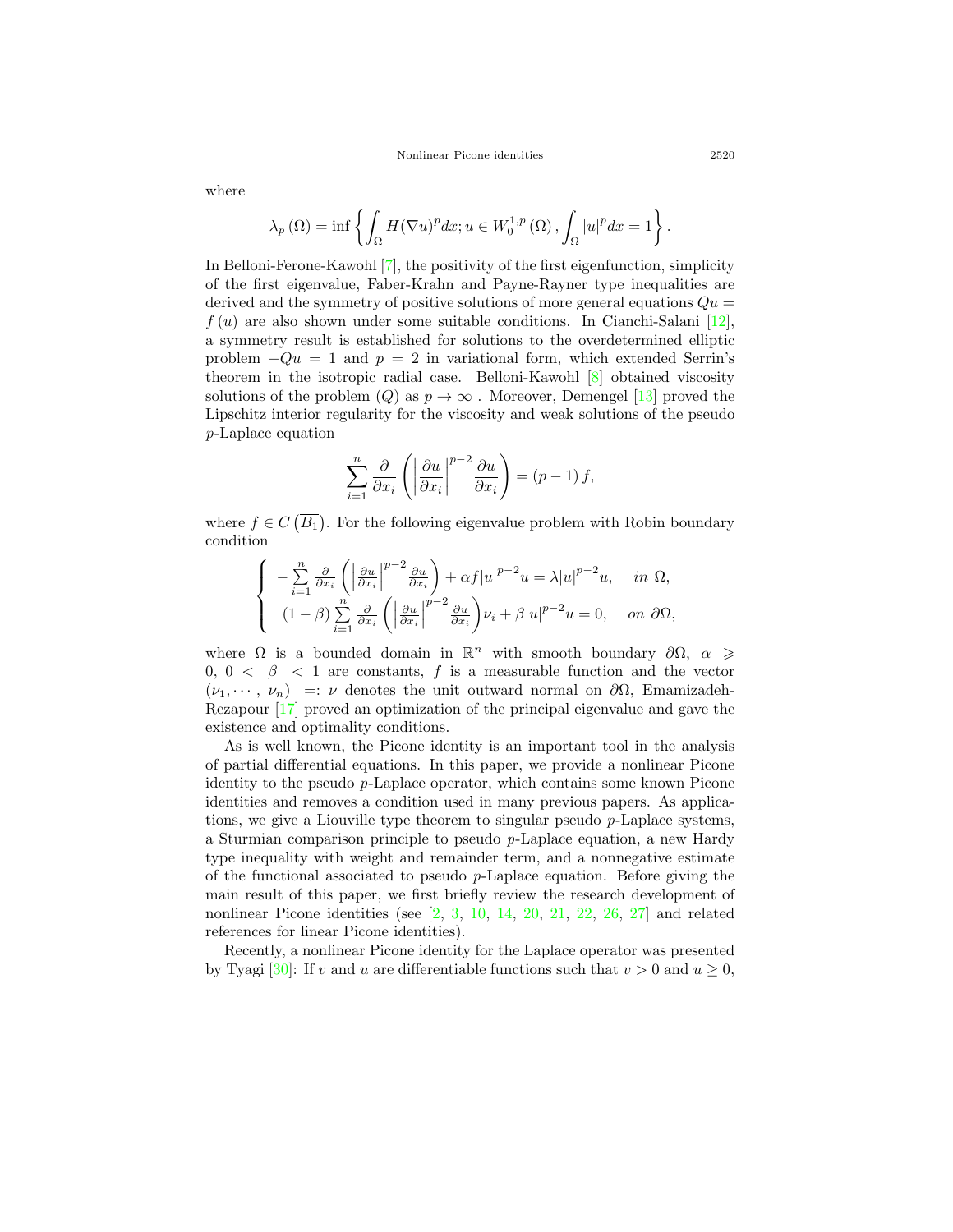where

$$\lambda_p(\Omega) = \inf\left\{\int_\Omega H(\nabla u)^p dx; u \in W_0^{1,p}(\Omega), \int_\Omega |u|^p dx = 1\right\}.$$

In Belloni-Ferone-Kawohl [7], the positivity of the first eigenfunction, simplicity of the first eigenvalue, Faber-Krahn and Payne-Rayner type inequalities are derived and the symmetry of positive solutions of more general equations $Qu = f(u)$ are also shown under some suitable conditions. In Cianchi-Salani [12], a symmetry result is established for solutions to the overdetermined elliptic problem $-Qu = 1$ and $p = 2$ in variational form, which extended Serrin's theorem in the isotropic radial case. Belloni-Kawohl [8] obtained viscosity solutions of the problem $(Q)$ as $p \to \infty$ . Moreover, Demengel [13] proved the Lipschitz interior regularity for the viscosity and weak solutions of the pseudo $p$-Laplace equation

$$\sum_{i=1}^{n} \frac{\partial}{\partial x_i}\left(\left|\frac{\partial u}{\partial x_i}\right|^{p-2}\frac{\partial u}{\partial x_i}\right) = (p-1)f,$$

where $f \in C\left(\overline{B_1}\right)$. For the following eigenvalue problem with Robin boundary condition

$$\begin{cases} -\sum\limits_{i=1}^{n} \frac{\partial}{\partial x_i}\left(\left|\frac{\partial u}{\partial x_i}\right|^{p-2}\frac{\partial u}{\partial x_i}\right) + \alpha f|u|^{p-2}u = \lambda|u|^{p-2}u, & in\ \Omega, \\ (1-\beta)\sum\limits_{i=1}^{n} \frac{\partial}{\partial x_i}\left(\left|\frac{\partial u}{\partial x_i}\right|^{p-2}\frac{\partial u}{\partial x_i}\right)\nu_i + \beta|u|^{p-2}u = 0, & on\ \partial\Omega, \end{cases}$$

where $\Omega$ is a bounded domain in $\mathbb{R}^n$ with smooth boundary $\partial\Omega$, $\alpha \geqslant 0$, $0 < \beta < 1$ are constants, $f$ is a measurable function and the vector $(\nu_1, \cdots, \nu_n) =: \nu$ denotes the unit outward normal on $\partial\Omega$, Emamizadeh-Rezapour [17] proved an optimization of the principal eigenvalue and gave the existence and optimality conditions.

As is well known, the Picone identity is an important tool in the analysis of partial differential equations. In this paper, we provide a nonlinear Picone identity to the pseudo $p$-Laplace operator, which contains some known Picone identities and removes a condition used in many previous papers. As applications, we give a Liouville type theorem to singular pseudo $p$-Laplace systems, a Sturmian comparison principle to pseudo $p$-Laplace equation, a new Hardy type inequality with weight and remainder term, and a nonnegative estimate of the functional associated to pseudo $p$-Laplace equation. Before giving the main result of this paper, we first briefly review the research development of nonlinear Picone identities (see [2, 3, 10, 14, 20, 21, 22, 26, 27] and related references for linear Picone identities).

Recently, a nonlinear Picone identity for the Laplace operator was presented by Tyagi [30]: If $v$ and $u$ are differentiable functions such that $v > 0$ and $u \geq 0$,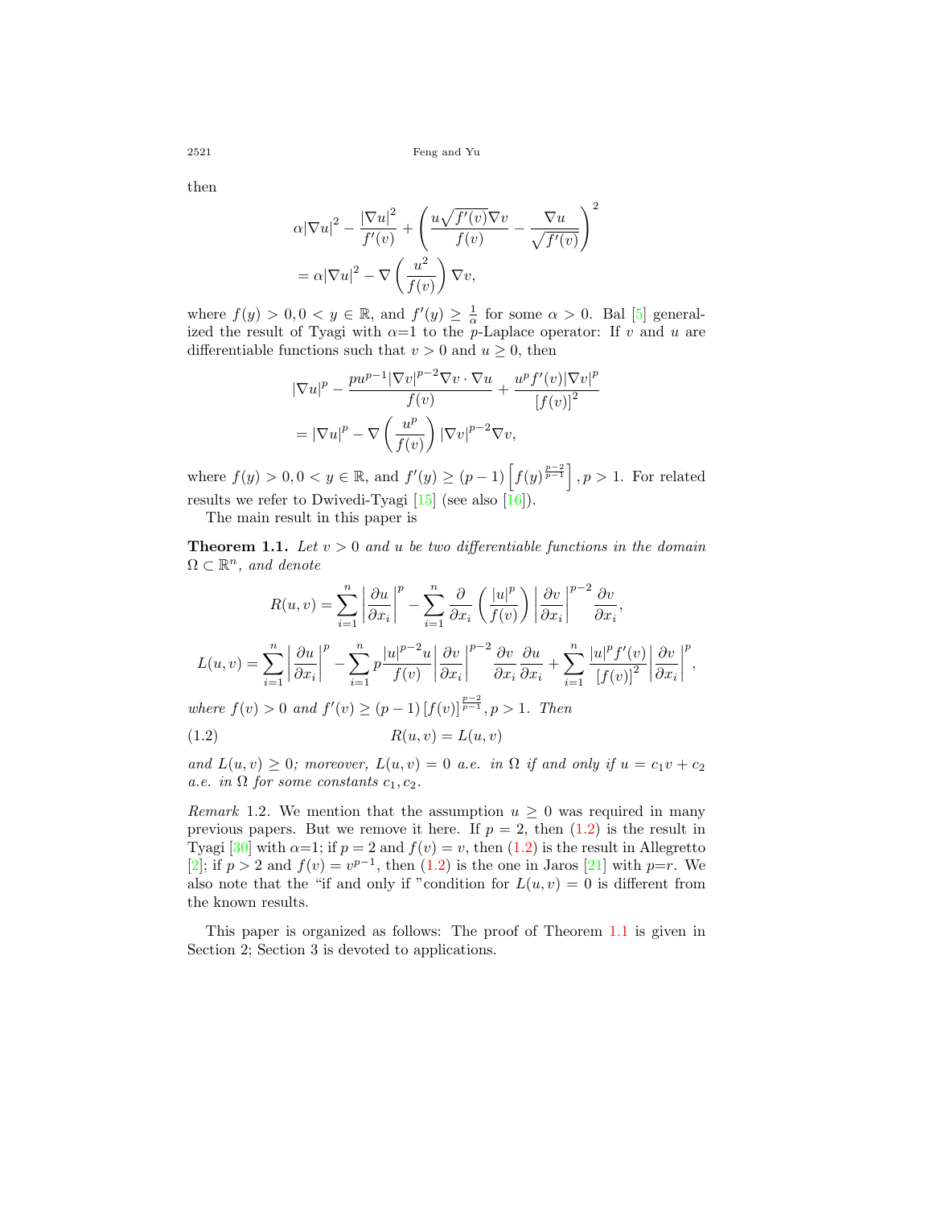then

$$
\begin{aligned}
&\alpha|\nabla u|^2 - \frac{|\nabla u|^2}{f'(v)} + \left(\frac{u\sqrt{f'(v)}\nabla v}{f(v)} - \frac{\nabla u}{\sqrt{f'(v)}}\right)^2 \\
&= \alpha|\nabla u|^2 - \nabla\left(\frac{u^2}{f(v)}\right)\nabla v,
\end{aligned}
$$

where $f(y) > 0, 0 < y \in \mathbb{R}$, and $f'(y) \geq \frac{1}{\alpha}$ for some $\alpha > 0$. Bal [5] generalized the result of Tyagi with $\alpha$=1 to the $p$-Laplace operator: If $v$ and $u$ are differentiable functions such that $v > 0$ and $u \geq 0$, then

$$
\begin{aligned}
&|\nabla u|^p - \frac{pu^{p-1}|\nabla v|^{p-2}\nabla v \cdot \nabla u}{f(v)} + \frac{u^p f'(v)|\nabla v|^p}{[f(v)]^2} \\
&= |\nabla u|^p - \nabla\left(\frac{u^p}{f(v)}\right)|\nabla v|^{p-2}\nabla v,
\end{aligned}
$$

where $f(y) > 0, 0 < y \in \mathbb{R}$, and $f'(y) \geq (p-1)\left[f(y)^{\frac{p-2}{p-1}}\right], p > 1$. For related results we refer to Dwivedi-Tyagi [15] (see also [16]).

The main result in this paper is

**Theorem 1.1.** *Let $v > 0$ and $u$ be two differentiable functions in the domain $\Omega \subset \mathbb{R}^n$, and denote*

$$
R(u,v) = \sum_{i=1}^{n}\left|\frac{\partial u}{\partial x_i}\right|^p - \sum_{i=1}^{n}\frac{\partial}{\partial x_i}\left(\frac{|u|^p}{f(v)}\right)\left|\frac{\partial v}{\partial x_i}\right|^{p-2}\frac{\partial v}{\partial x_i},
$$

$$
L(u,v) = \sum_{i=1}^{n}\left|\frac{\partial u}{\partial x_i}\right|^p - \sum_{i=1}^{n}p\frac{|u|^{p-2}u}{f(v)}\left|\frac{\partial v}{\partial x_i}\right|^{p-2}\frac{\partial v}{\partial x_i}\frac{\partial u}{\partial x_i} + \sum_{i=1}^{n}\frac{|u|^p f'(v)}{[f(v)]^2}\left|\frac{\partial v}{\partial x_i}\right|^p,
$$

*where $f(v) > 0$ and $f'(v) \geq (p-1)[f(v)]^{\frac{p-2}{p-1}}, p > 1$. Then*

$$
R(u,v) = L(u,v) \tag{1.2}
$$

*and $L(u,v) \geq 0$; moreover, $L(u,v) = 0$ a.e. in $\Omega$ if and only if $u = c_1 v + c_2$ a.e. in $\Omega$ for some constants $c_1, c_2$.*

*Remark* 1.2. We mention that the assumption $u \geq 0$ was required in many previous papers. But we remove it here. If $p = 2$, then (1.2) is the result in Tyagi [30] with $\alpha$=1; if $p = 2$ and $f(v) = v$, then (1.2) is the result in Allegretto [2]; if $p > 2$ and $f(v) = v^{p-1}$, then (1.2) is the one in Jaros [21] with $p$=$r$. We also note that the "if and only if "condition for $L(u,v) = 0$ is different from the known results.

This paper is organized as follows: The proof of Theorem 1.1 is given in Section 2; Section 3 is devoted to applications.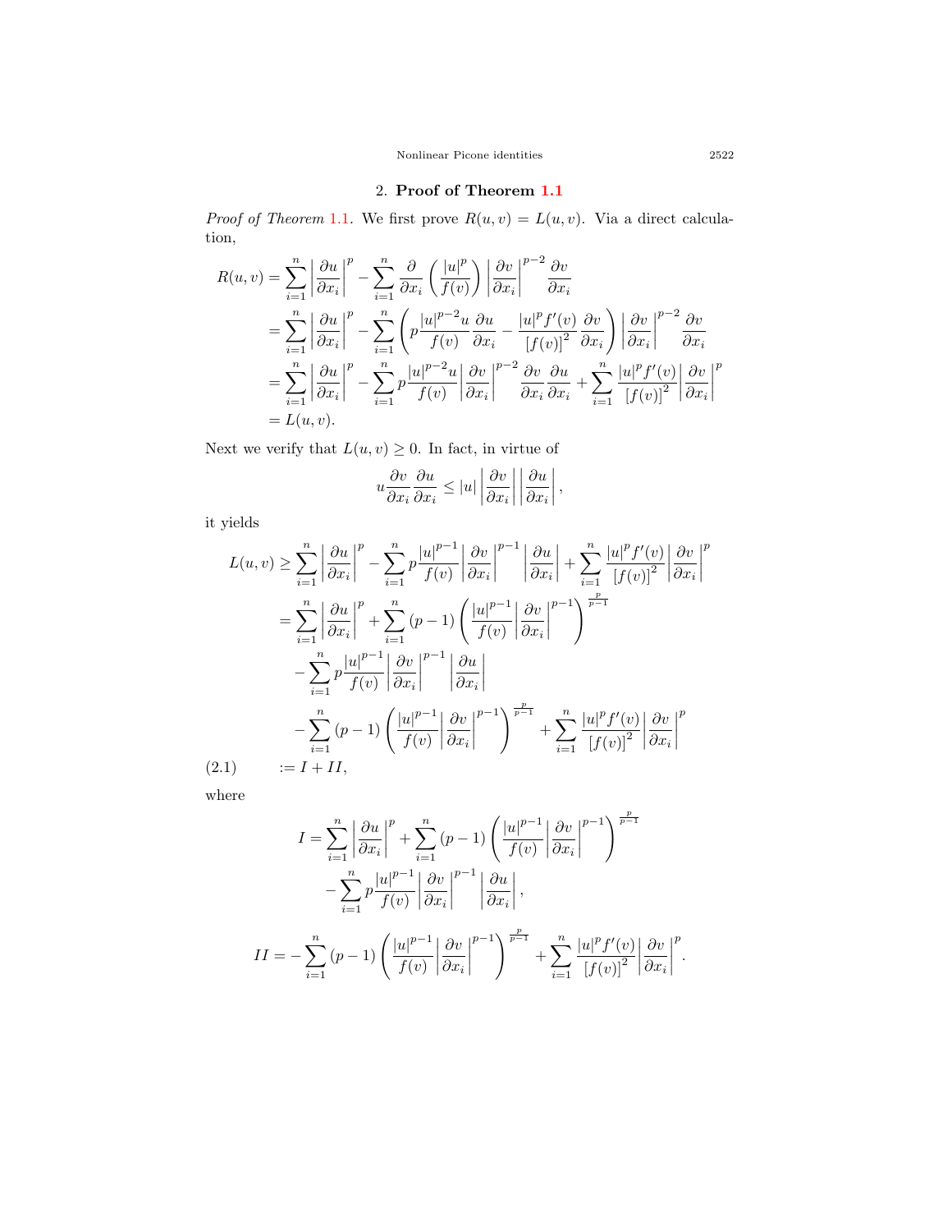## 2. Proof of Theorem 1.1

*Proof of Theorem* 1.1. We first prove $R(u,v) = L(u,v)$. Via a direct calculation,

$$
\begin{aligned}
R(u,v) &= \sum_{i=1}^{n} \left| \frac{\partial u}{\partial x_i} \right|^p - \sum_{i=1}^{n} \frac{\partial}{\partial x_i} \left( \frac{|u|^p}{f(v)} \right) \left| \frac{\partial v}{\partial x_i} \right|^{p-2} \frac{\partial v}{\partial x_i} \\
&= \sum_{i=1}^{n} \left| \frac{\partial u}{\partial x_i} \right|^p - \sum_{i=1}^{n} \left( p \frac{|u|^{p-2} u}{f(v)} \frac{\partial u}{\partial x_i} - \frac{|u|^p f'(v)}{[f(v)]^2} \frac{\partial v}{\partial x_i} \right) \left| \frac{\partial v}{\partial x_i} \right|^{p-2} \frac{\partial v}{\partial x_i} \\
&= \sum_{i=1}^{n} \left| \frac{\partial u}{\partial x_i} \right|^p - \sum_{i=1}^{n} p \frac{|u|^{p-2} u}{f(v)} \left| \frac{\partial v}{\partial x_i} \right|^{p-2} \frac{\partial v}{\partial x_i} \frac{\partial u}{\partial x_i} + \sum_{i=1}^{n} \frac{|u|^p f'(v)}{[f(v)]^2} \left| \frac{\partial v}{\partial x_i} \right|^p \\
&= L(u,v).
\end{aligned}
$$

Next we verify that $L(u,v) \geq 0$. In fact, in virtue of

$$
u \frac{\partial v}{\partial x_i} \frac{\partial u}{\partial x_i} \leq |u| \left| \frac{\partial v}{\partial x_i} \right| \left| \frac{\partial u}{\partial x_i} \right|,
$$

it yields

$$
\begin{aligned}
L(u,v) &\geq \sum_{i=1}^{n} \left| \frac{\partial u}{\partial x_i} \right|^p - \sum_{i=1}^{n} p \frac{|u|^{p-1}}{f(v)} \left| \frac{\partial v}{\partial x_i} \right|^{p-1} \left| \frac{\partial u}{\partial x_i} \right| + \sum_{i=1}^{n} \frac{|u|^p f'(v)}{[f(v)]^2} \left| \frac{\partial v}{\partial x_i} \right|^p \\
&= \sum_{i=1}^{n} \left| \frac{\partial u}{\partial x_i} \right|^p + \sum_{i=1}^{n} (p-1) \left( \frac{|u|^{p-1}}{f(v)} \left| \frac{\partial v}{\partial x_i} \right|^{p-1} \right)^{\frac{p}{p-1}} \\
&\quad - \sum_{i=1}^{n} p \frac{|u|^{p-1}}{f(v)} \left| \frac{\partial v}{\partial x_i} \right|^{p-1} \left| \frac{\partial u}{\partial x_i} \right| \\
&\quad - \sum_{i=1}^{n} (p-1) \left( \frac{|u|^{p-1}}{f(v)} \left| \frac{\partial v}{\partial x_i} \right|^{p-1} \right)^{\frac{p}{p-1}} + \sum_{i=1}^{n} \frac{|u|^p f'(v)}{[f(v)]^2} \left| \frac{\partial v}{\partial x_i} \right|^p \\
&:= I + II, \qquad (2.1)
\end{aligned}
$$

where

$$
\begin{aligned}
I &= \sum_{i=1}^{n} \left| \frac{\partial u}{\partial x_i} \right|^p + \sum_{i=1}^{n} (p-1) \left( \frac{|u|^{p-1}}{f(v)} \left| \frac{\partial v}{\partial x_i} \right|^{p-1} \right)^{\frac{p}{p-1}} \\
&\quad - \sum_{i=1}^{n} p \frac{|u|^{p-1}}{f(v)} \left| \frac{\partial v}{\partial x_i} \right|^{p-1} \left| \frac{\partial u}{\partial x_i} \right|, \\
II &= - \sum_{i=1}^{n} (p-1) \left( \frac{|u|^{p-1}}{f(v)} \left| \frac{\partial v}{\partial x_i} \right|^{p-1} \right)^{\frac{p}{p-1}} + \sum_{i=1}^{n} \frac{|u|^p f'(v)}{[f(v)]^2} \left| \frac{\partial v}{\partial x_i} \right|^p.
\end{aligned}
$$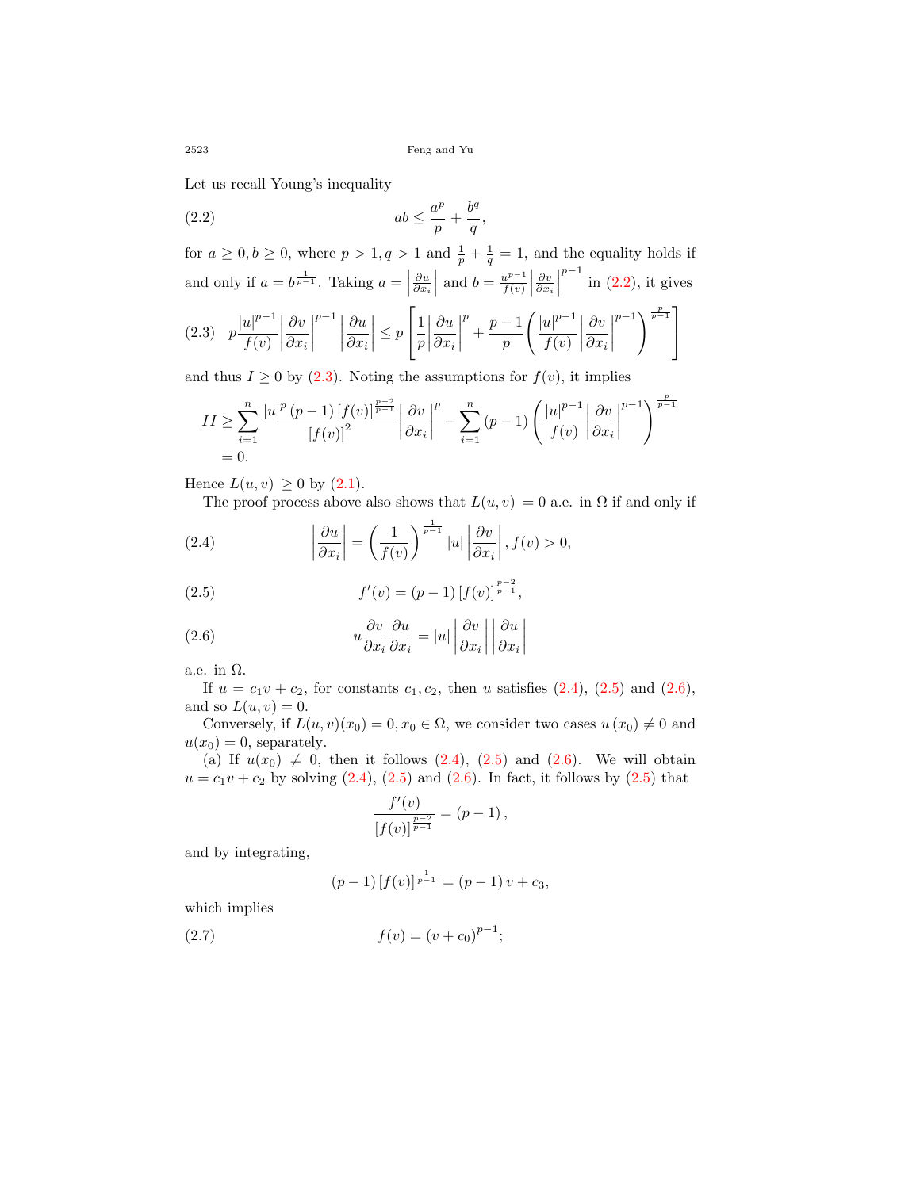Let us recall Young's inequality

$$ab \le \frac{a^p}{p} + \frac{b^q}{q}, \tag{2.2}$$

for $a \ge 0, b \ge 0$, where $p > 1, q > 1$ and $\frac{1}{p} + \frac{1}{q} = 1$, and the equality holds if and only if $a = b^{\frac{1}{p-1}}$. Taking $a = \left|\frac{\partial u}{\partial x_i}\right|$ and $b = \frac{u^{p-1}}{f(v)}\left|\frac{\partial v}{\partial x_i}\right|^{p-1}$ in (2.2), it gives

$$p\frac{|u|^{p-1}}{f(v)}\left|\frac{\partial v}{\partial x_i}\right|^{p-1}\left|\frac{\partial u}{\partial x_i}\right| \le p\left[\frac{1}{p}\left|\frac{\partial u}{\partial x_i}\right|^p + \frac{p-1}{p}\left(\frac{|u|^{p-1}}{f(v)}\left|\frac{\partial v}{\partial x_i}\right|^{p-1}\right)^{\frac{p}{p-1}}\right] \tag{2.3}$$

and thus $I \ge 0$ by (2.3). Noting the assumptions for $f(v)$, it implies

$$\begin{aligned} II &\ge \sum_{i=1}^n \frac{|u|^p (p-1)\left[f(v)\right]^{\frac{p-2}{p-1}}}{\left[f(v)\right]^2}\left|\frac{\partial v}{\partial x_i}\right|^p - \sum_{i=1}^n (p-1)\left(\frac{|u|^{p-1}}{f(v)}\left|\frac{\partial v}{\partial x_i}\right|^{p-1}\right)^{\frac{p}{p-1}} \\ &= 0. \end{aligned}$$

Hence $L(u,v) \ge 0$ by (2.1).

The proof process above also shows that $L(u,v) = 0$ a.e. in $\Omega$ if and only if

$$\left|\frac{\partial u}{\partial x_i}\right| = \left(\frac{1}{f(v)}\right)^{\frac{1}{p-1}}|u|\left|\frac{\partial v}{\partial x_i}\right|, f(v) > 0, \tag{2.4}$$

$$f'(v) = (p-1)\left[f(v)\right]^{\frac{p-2}{p-1}}, \tag{2.5}$$

$$u\frac{\partial v}{\partial x_i}\frac{\partial u}{\partial x_i} = |u|\left|\frac{\partial v}{\partial x_i}\right|\left|\frac{\partial u}{\partial x_i}\right| \tag{2.6}$$

a.e. in $\Omega$.

If $u = c_1 v + c_2$, for constants $c_1, c_2$, then $u$ satisfies (2.4), (2.5) and (2.6), and so $L(u,v) = 0$.

Conversely, if $L(u,v)(x_0) = 0, x_0 \in \Omega$, we consider two cases $u(x_0) \ne 0$ and $u(x_0) = 0$, separately.

(a) If $u(x_0) \ne 0$, then it follows (2.4), (2.5) and (2.6). We will obtain $u = c_1 v + c_2$ by solving (2.4), (2.5) and (2.6). In fact, it follows by (2.5) that

$$\frac{f'(v)}{\left[f(v)\right]^{\frac{p-2}{p-1}}} = (p-1),$$

and by integrating,

$$(p-1)\left[f(v)\right]^{\frac{1}{p-1}} = (p-1)v + c_3,$$

which implies

$$f(v) = (v + c_0)^{p-1}; \tag{2.7}$$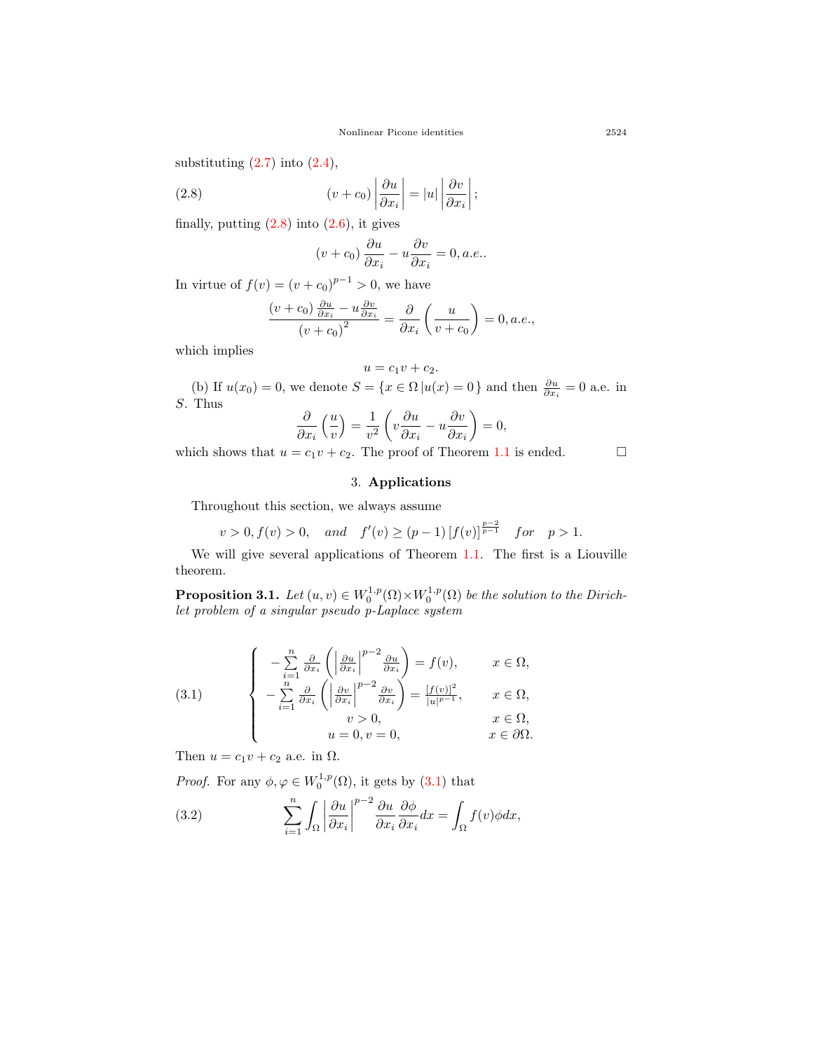substituting (2.7) into (2.4),

$$(v + c_0)\left|\frac{\partial u}{\partial x_i}\right| = |u|\left|\frac{\partial v}{\partial x_i}\right|; \tag{2.8}$$

finally, putting (2.8) into (2.6), it gives

$$(v + c_0)\frac{\partial u}{\partial x_i} - u\frac{\partial v}{\partial x_i} = 0, a.e..$$

In virtue of $f(v) = (v + c_0)^{p-1} > 0$, we have

$$\frac{(v + c_0)\frac{\partial u}{\partial x_i} - u\frac{\partial v}{\partial x_i}}{(v + c_0)^2} = \frac{\partial}{\partial x_i}\left(\frac{u}{v + c_0}\right) = 0, a.e.,$$

which implies

$$u = c_1 v + c_2.$$

(b) If $u(x_0) = 0$, we denote $S = \{x \in \Omega \,|u(x) = 0\}$ and then $\frac{\partial u}{\partial x_i} = 0$ a.e. in $S$. Thus

$$\frac{\partial}{\partial x_i}\left(\frac{u}{v}\right) = \frac{1}{v^2}\left(v\frac{\partial u}{\partial x_i} - u\frac{\partial v}{\partial x_i}\right) = 0,$$

which shows that $u = c_1 v + c_2$. The proof of Theorem 1.1 is ended. □

## 3. **Applications**

Throughout this section, we always assume

$$v > 0, f(v) > 0, \quad and \quad f'(v) \geq (p-1)\left[f(v)\right]^{\frac{p-2}{p-1}} \quad for \quad p > 1.$$

We will give several applications of Theorem 1.1. The first is a Liouville theorem.

**Proposition 3.1.** *Let $(u, v) \in W_0^{1,p}(\Omega) \times W_0^{1,p}(\Omega)$ be the solution to the Dirichlet problem of a singular pseudo p-Laplace system*

$$\begin{cases} -\sum\limits_{i=1}^{n} \frac{\partial}{\partial x_i}\left(\left|\frac{\partial u}{\partial x_i}\right|^{p-2}\frac{\partial u}{\partial x_i}\right) = f(v), & x \in \Omega, \\ -\sum\limits_{i=1}^{n} \frac{\partial}{\partial x_i}\left(\left|\frac{\partial v}{\partial x_i}\right|^{p-2}\frac{\partial v}{\partial x_i}\right) = \frac{[f(v)]^2}{|u|^{p-1}}, & x \in \Omega, \\ v > 0, & x \in \Omega, \\ u = 0, v = 0, & x \in \partial\Omega. \end{cases} \tag{3.1}$$

Then $u = c_1 v + c_2$ a.e. in $\Omega$.

*Proof.* For any $\phi, \varphi \in W_0^{1,p}(\Omega)$, it gets by (3.1) that

$$\sum_{i=1}^{n}\int_\Omega \left|\frac{\partial u}{\partial x_i}\right|^{p-2}\frac{\partial u}{\partial x_i}\frac{\partial \phi}{\partial x_i}dx = \int_\Omega f(v)\phi dx, \tag{3.2}$$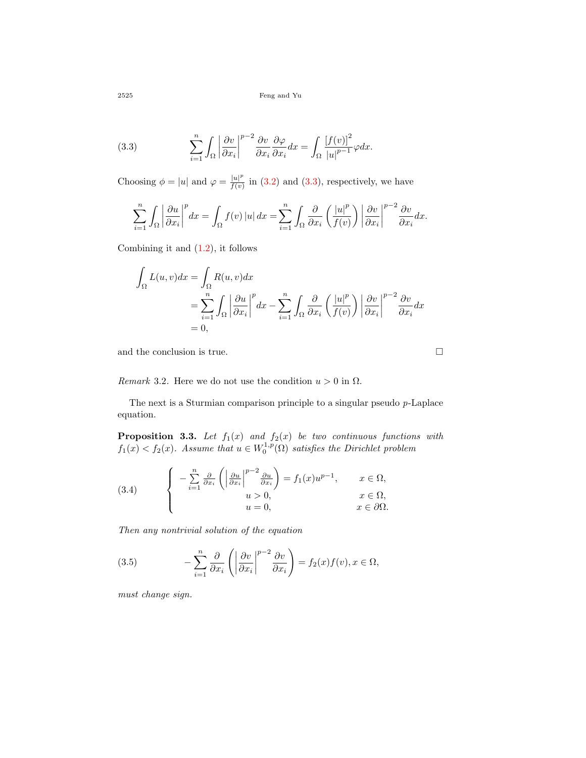$$
\sum_{i=1}^{n}\int_{\Omega}\left|\frac{\partial v}{\partial x_i}\right|^{p-2}\frac{\partial v}{\partial x_i}\frac{\partial \varphi}{\partial x_i}dx=\int_{\Omega}\frac{[f(v)]^2}{|u|^{p-1}}\varphi dx. \tag{3.3}
$$

Choosing $\phi = |u|$ and $\varphi = \frac{|u|^p}{f(v)}$ in (3.2) and (3.3), respectively, we have

$$
\sum_{i=1}^{n}\int_{\Omega}\left|\frac{\partial u}{\partial x_i}\right|^{p}dx=\int_{\Omega}f(v)\,|u|\,dx=\sum_{i=1}^{n}\int_{\Omega}\frac{\partial}{\partial x_i}\left(\frac{|u|^p}{f(v)}\right)\left|\frac{\partial v}{\partial x_i}\right|^{p-2}\frac{\partial v}{\partial x_i}dx.
$$

Combining it and (1.2), it follows

$$
\begin{aligned}
\int_{\Omega}L(u,v)dx &= \int_{\Omega}R(u,v)dx\\
&=\sum_{i=1}^{n}\int_{\Omega}\left|\frac{\partial u}{\partial x_i}\right|^{p}dx-\sum_{i=1}^{n}\int_{\Omega}\frac{\partial}{\partial x_i}\left(\frac{|u|^p}{f(v)}\right)\left|\frac{\partial v}{\partial x_i}\right|^{p-2}\frac{\partial v}{\partial x_i}dx\\
&=0,
\end{aligned}
$$

and the conclusion is true. □

*Remark* 3.2. Here we do not use the condition $u > 0$ in $\Omega$.

The next is a Sturmian comparison principle to a singular pseudo $p$-Laplace equation.

**Proposition 3.3.** *Let $f_1(x)$ and $f_2(x)$ be two continuous functions with $f_1(x) < f_2(x)$. Assume that $u \in W_0^{1,p}(\Omega)$ satisfies the Dirichlet problem*

$$
\begin{cases}
-\sum\limits_{i=1}^{n}\frac{\partial}{\partial x_i}\left(\left|\frac{\partial u}{\partial x_i}\right|^{p-2}\frac{\partial u}{\partial x_i}\right)=f_1(x)u^{p-1}, & x\in\Omega,\\
u>0, & x\in\Omega,\\
u=0, & x\in\partial\Omega.
\end{cases} \tag{3.4}
$$

*Then any nontrivial solution of the equation*

$$
-\sum_{i=1}^{n}\frac{\partial}{\partial x_i}\left(\left|\frac{\partial v}{\partial x_i}\right|^{p-2}\frac{\partial v}{\partial x_i}\right)=f_2(x)f(v), x\in\Omega, \tag{3.5}
$$

*must change sign.*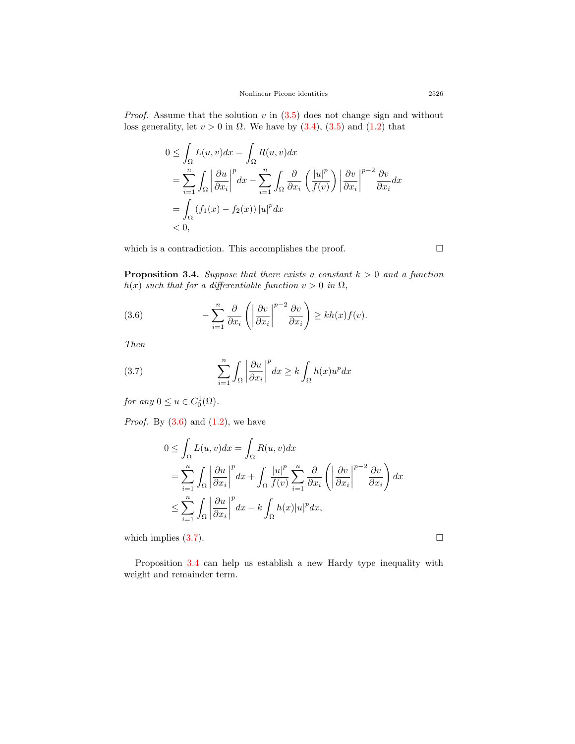*Proof.* Assume that the solution $v$ in (3.5) does not change sign and without loss generality, let $v > 0$ in $\Omega$. We have by (3.4), (3.5) and (1.2) that

$$
\begin{aligned}
0 &\leq \int_\Omega L(u,v)dx = \int_\Omega R(u,v)dx \\
&= \sum_{i=1}^n \int_\Omega \left|\frac{\partial u}{\partial x_i}\right|^p dx - \sum_{i=1}^n \int_\Omega \frac{\partial}{\partial x_i}\left(\frac{|u|^p}{f(v)}\right)\left|\frac{\partial v}{\partial x_i}\right|^{p-2}\frac{\partial v}{\partial x_i}dx \\
&= \int_\Omega (f_1(x) - f_2(x))\,|u|^p dx \\
&< 0,
\end{aligned}
$$

which is a contradiction. This accomplishes the proof. □

**Proposition 3.4.** *Suppose that there exists a constant $k > 0$ and a function $h(x)$ such that for a differentiable function $v > 0$ in $\Omega$,*

$$
-\sum_{i=1}^n \frac{\partial}{\partial x_i}\left(\left|\frac{\partial v}{\partial x_i}\right|^{p-2}\frac{\partial v}{\partial x_i}\right) \geq kh(x)f(v). \tag{3.6}
$$

*Then*

$$
\sum_{i=1}^n \int_\Omega \left|\frac{\partial u}{\partial x_i}\right|^p dx \geq k\int_\Omega h(x)u^p dx \tag{3.7}
$$

*for any $0 \leq u \in C_0^1(\Omega)$.*

*Proof.* By (3.6) and (1.2), we have

$$
\begin{aligned}
0 &\leq \int_\Omega L(u,v)dx = \int_\Omega R(u,v)dx \\
&= \sum_{i=1}^n \int_\Omega \left|\frac{\partial u}{\partial x_i}\right|^p dx + \int_\Omega \frac{|u|^p}{f(v)}\sum_{i=1}^n \frac{\partial}{\partial x_i}\left(\left|\frac{\partial v}{\partial x_i}\right|^{p-2}\frac{\partial v}{\partial x_i}\right)dx \\
&\leq \sum_{i=1}^n \int_\Omega \left|\frac{\partial u}{\partial x_i}\right|^p dx - k\int_\Omega h(x)|u|^p dx,
\end{aligned}
$$

which implies (3.7). □

Proposition 3.4 can help us establish a new Hardy type inequality with weight and remainder term.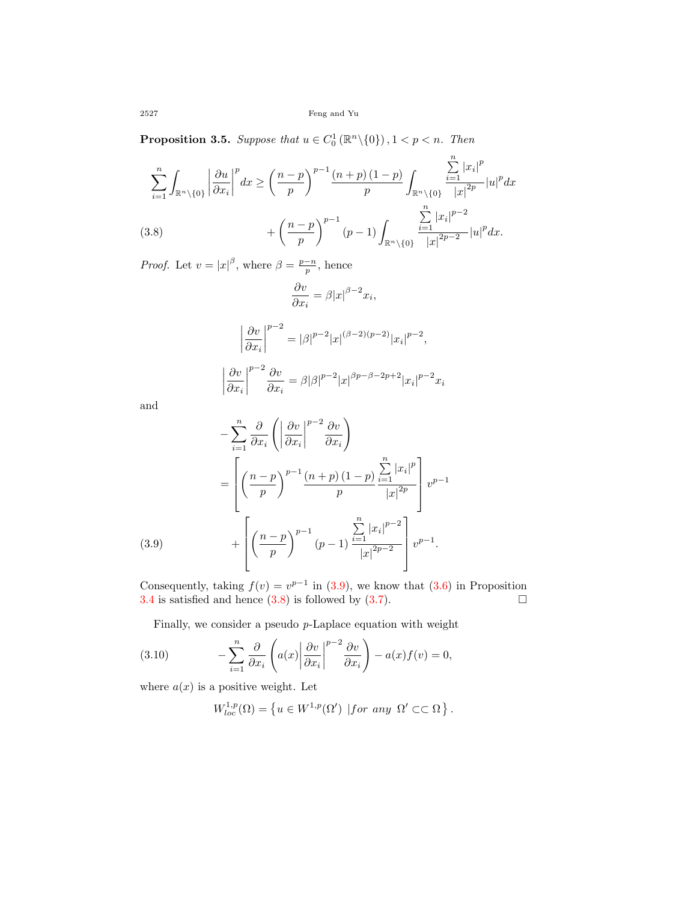**Proposition 3.5.** *Suppose that $u \in C_0^1(\mathbb{R}^n \backslash \{0\})$, $1 < p < n$. Then*

$$
\begin{aligned}
\sum_{i=1}^{n} \int_{\mathbb{R}^n \backslash \{0\}} \left| \frac{\partial u}{\partial x_i} \right|^p dx \geq & \left( \frac{n-p}{p} \right)^{p-1} \frac{(n+p)(1-p)}{p} \int_{\mathbb{R}^n \backslash \{0\}} \frac{\sum_{i=1}^{n} |x_i|^p}{|x|^{2p}} |u|^p dx \\
& + \left( \frac{n-p}{p} \right)^{p-1} (p-1) \int_{\mathbb{R}^n \backslash \{0\}} \frac{\sum_{i=1}^{n} |x_i|^{p-2}}{|x|^{2p-2}} |u|^p dx.
\end{aligned}
\tag{3.8}
$$

*Proof.* Let $v = |x|^{\beta}$, where $\beta = \frac{p-n}{p}$, hence

$$
\frac{\partial v}{\partial x_i} = \beta |x|^{\beta - 2} x_i,
$$

$$
\left| \frac{\partial v}{\partial x_i} \right|^{p-2} = |\beta|^{p-2} |x|^{(\beta-2)(p-2)} |x_i|^{p-2},
$$

$$
\left| \frac{\partial v}{\partial x_i} \right|^{p-2} \frac{\partial v}{\partial x_i} = \beta |\beta|^{p-2} |x|^{\beta p - \beta - 2p + 2} |x_i|^{p-2} x_i
$$

and

$$
\begin{aligned}
& - \sum_{i=1}^{n} \frac{\partial}{\partial x_i} \left( \left| \frac{\partial v}{\partial x_i} \right|^{p-2} \frac{\partial v}{\partial x_i} \right) \\
& = \left[ \left( \frac{n-p}{p} \right)^{p-1} \frac{(n+p)(1-p)}{p} \frac{\sum_{i=1}^{n} |x_i|^p}{|x|^{2p}} \right] v^{p-1} \\
& \quad + \left[ \left( \frac{n-p}{p} \right)^{p-1} (p-1) \frac{\sum_{i=1}^{n} |x_i|^{p-2}}{|x|^{2p-2}} \right] v^{p-1}.
\end{aligned}
\tag{3.9}
$$

Consequently, taking $f(v) = v^{p-1}$ in (3.9), we know that (3.6) in Proposition 3.4 is satisfied and hence (3.8) is followed by (3.7). $\square$

Finally, we consider a pseudo $p$-Laplace equation with weight

$$
- \sum_{i=1}^{n} \frac{\partial}{\partial x_i} \left( a(x) \left| \frac{\partial v}{\partial x_i} \right|^{p-2} \frac{\partial v}{\partial x_i} \right) - a(x) f(v) = 0,
\tag{3.10}
$$

where $a(x)$ is a positive weight. Let

$$
W_{loc}^{1,p}(\Omega) = \left\{ u \in W^{1,p}(\Omega') \ | \textit{for any } \ \Omega' \subset\subset \Omega \right\}.
$$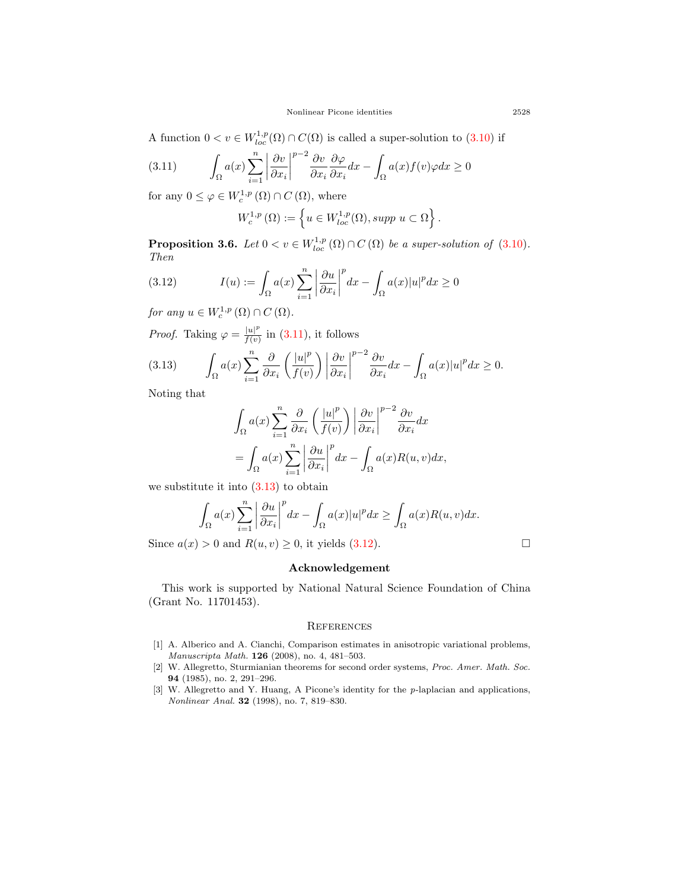A function $0 < v \in W^{1,p}_{loc}(\Omega) \cap C(\Omega)$ is called a super-solution to (3.10) if

$$\int_\Omega a(x) \sum_{i=1}^n \left|\frac{\partial v}{\partial x_i}\right|^{p-2} \frac{\partial v}{\partial x_i}\frac{\partial \varphi}{\partial x_i} dx - \int_\Omega a(x) f(v)\varphi dx \geq 0 \tag{3.11}$$

for any $0 \leq \varphi \in W^{1,p}_c(\Omega) \cap C(\Omega)$, where

$$W^{1,p}_c(\Omega) := \left\{u \in W^{1,p}_{loc}(\Omega), supp\ u \subset \Omega\right\}.$$

**Proposition 3.6.** *Let $0 < v \in W^{1,p}_{loc}(\Omega) \cap C(\Omega)$ be a super-solution of (3.10). Then*

$$I(u) := \int_\Omega a(x) \sum_{i=1}^n \left|\frac{\partial u}{\partial x_i}\right|^p dx - \int_\Omega a(x)|u|^p dx \geq 0 \tag{3.12}$$

*for any $u \in W^{1,p}_c(\Omega) \cap C(\Omega)$.*

*Proof.* Taking $\varphi = \frac{|u|^p}{f(v)}$ in (3.11), it follows

$$\int_\Omega a(x) \sum_{i=1}^n \frac{\partial}{\partial x_i}\left(\frac{|u|^p}{f(v)}\right)\left|\frac{\partial v}{\partial x_i}\right|^{p-2} \frac{\partial v}{\partial x_i} dx - \int_\Omega a(x)|u|^p dx \geq 0. \tag{3.13}$$

Noting that

$$\begin{aligned}
&\int_\Omega a(x) \sum_{i=1}^n \frac{\partial}{\partial x_i}\left(\frac{|u|^p}{f(v)}\right)\left|\frac{\partial v}{\partial x_i}\right|^{p-2} \frac{\partial v}{\partial x_i} dx \\
&= \int_\Omega a(x) \sum_{i=1}^n \left|\frac{\partial u}{\partial x_i}\right|^p dx - \int_\Omega a(x) R(u,v) dx,
\end{aligned}$$

we substitute it into (3.13) to obtain

$$\int_\Omega a(x) \sum_{i=1}^n \left|\frac{\partial u}{\partial x_i}\right|^p dx - \int_\Omega a(x)|u|^p dx \geq \int_\Omega a(x) R(u,v) dx.$$

Since $a(x) > 0$ and $R(u,v) \geq 0$, it yields (3.12). □

## Acknowledgement

This work is supported by National Natural Science Foundation of China (Grant No. 11701453).

## References

[1] A. Alberico and A. Cianchi, Comparison estimates in anisotropic variational problems, *Manuscripta Math.* **126** (2008), no. 4, 481–503.

[2] W. Allegretto, Sturmianian theorems for second order systems, *Proc. Amer. Math. Soc.* **94** (1985), no. 2, 291–296.

[3] W. Allegretto and Y. Huang, A Picone's identity for the $p$-laplacian and applications, *Nonlinear Anal.* **32** (1998), no. 7, 819–830.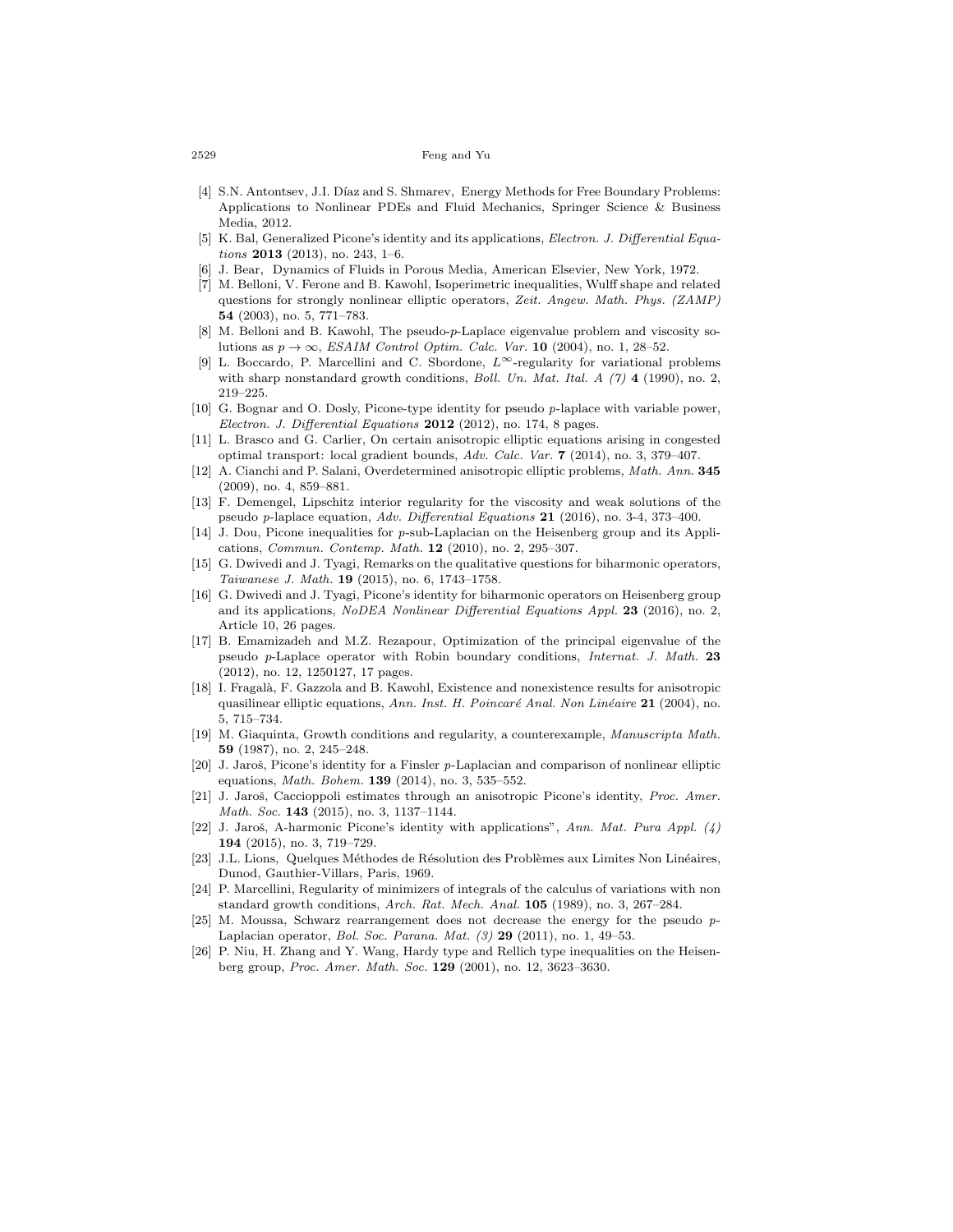[4] S.N. Antontsev, J.I. Díaz and S. Shmarev, Energy Methods for Free Boundary Problems: Applications to Nonlinear PDEs and Fluid Mechanics, Springer Science & Business Media, 2012.

[5] K. Bal, Generalized Picone's identity and its applications, *Electron. J. Differential Equations* **2013** (2013), no. 243, 1–6.

[6] J. Bear, Dynamics of Fluids in Porous Media, American Elsevier, New York, 1972.

[7] M. Belloni, V. Ferone and B. Kawohl, Isoperimetric inequalities, Wulff shape and related questions for strongly nonlinear elliptic operators, *Zeit. Angew. Math. Phys. (ZAMP)* **54** (2003), no. 5, 771–783.

[8] M. Belloni and B. Kawohl, The pseudo-$p$-Laplace eigenvalue problem and viscosity solutions as $p \to \infty$, *ESAIM Control Optim. Calc. Var.* **10** (2004), no. 1, 28–52.

[9] L. Boccardo, P. Marcellini and C. Sbordone, $L^\infty$-regularity for variational problems with sharp nonstandard growth conditions, *Boll. Un. Mat. Ital. A (7)* **4** (1990), no. 2, 219–225.

[10] G. Bognar and O. Dosly, Picone-type identity for pseudo $p$-laplace with variable power, *Electron. J. Differential Equations* **2012** (2012), no. 174, 8 pages.

[11] L. Brasco and G. Carlier, On certain anisotropic elliptic equations arising in congested optimal transport: local gradient bounds, *Adv. Calc. Var.* **7** (2014), no. 3, 379–407.

[12] A. Cianchi and P. Salani, Overdetermined anisotropic elliptic problems, *Math. Ann.* **345** (2009), no. 4, 859–881.

[13] F. Demengel, Lipschitz interior regularity for the viscosity and weak solutions of the pseudo $p$-laplace equation, *Adv. Differential Equations* **21** (2016), no. 3-4, 373–400.

[14] J. Dou, Picone inequalities for $p$-sub-Laplacian on the Heisenberg group and its Applications, *Commun. Contemp. Math.* **12** (2010), no. 2, 295–307.

[15] G. Dwivedi and J. Tyagi, Remarks on the qualitative questions for biharmonic operators, *Taiwanese J. Math.* **19** (2015), no. 6, 1743–1758.

[16] G. Dwivedi and J. Tyagi, Picone's identity for biharmonic operators on Heisenberg group and its applications, *NoDEA Nonlinear Differential Equations Appl.* **23** (2016), no. 2, Article 10, 26 pages.

[17] B. Emamizadeh and M.Z. Rezapour, Optimization of the principal eigenvalue of the pseudo $p$-Laplace operator with Robin boundary conditions, *Internat. J. Math.* **23** (2012), no. 12, 1250127, 17 pages.

[18] I. Fragalà, F. Gazzola and B. Kawohl, Existence and nonexistence results for anisotropic quasilinear elliptic equations, *Ann. Inst. H. Poincaré Anal. Non Linéaire* **21** (2004), no. 5, 715–734.

[19] M. Giaquinta, Growth conditions and regularity, a counterexample, *Manuscripta Math.* **59** (1987), no. 2, 245–248.

[20] J. Jaroš, Picone's identity for a Finsler $p$-Laplacian and comparison of nonlinear elliptic equations, *Math. Bohem.* **139** (2014), no. 3, 535–552.

[21] J. Jaroš, Caccioppoli estimates through an anisotropic Picone's identity, *Proc. Amer. Math. Soc.* **143** (2015), no. 3, 1137–1144.

[22] J. Jaroš, A-harmonic Picone's identity with applications", *Ann. Mat. Pura Appl. (4)* **194** (2015), no. 3, 719–729.

[23] J.L. Lions, Quelques Méthodes de Résolution des Problèmes aux Limites Non Linéaires, Dunod, Gauthier-Villars, Paris, 1969.

[24] P. Marcellini, Regularity of minimizers of integrals of the calculus of variations with non standard growth conditions, *Arch. Rat. Mech. Anal.* **105** (1989), no. 3, 267–284.

[25] M. Moussa, Schwarz rearrangement does not decrease the energy for the pseudo $p$-Laplacian operator, *Bol. Soc. Parana. Mat. (3)* **29** (2011), no. 1, 49–53.

[26] P. Niu, H. Zhang and Y. Wang, Hardy type and Rellich type inequalities on the Heisenberg group, *Proc. Amer. Math. Soc.* **129** (2001), no. 12, 3623–3630.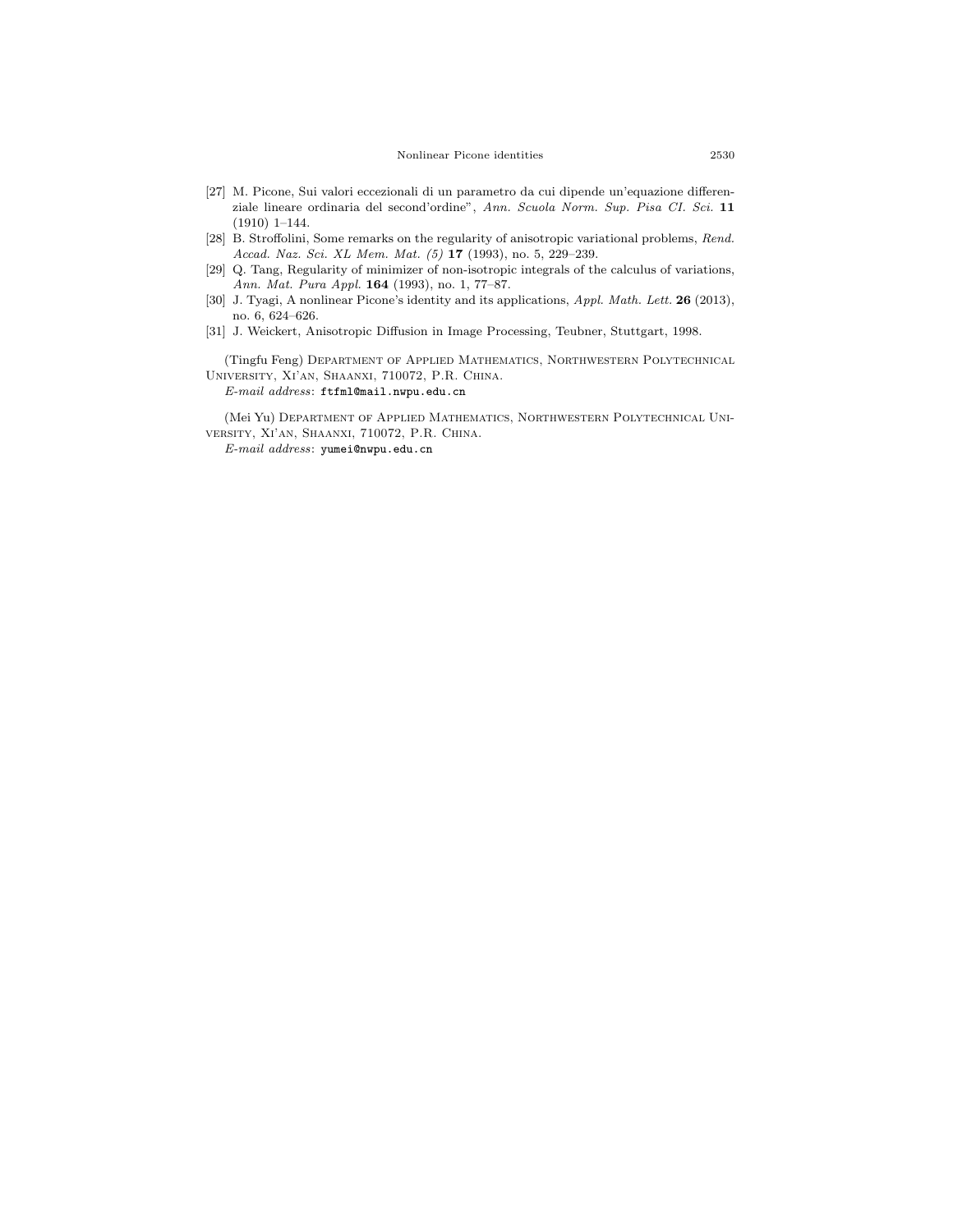[27] M. Picone, Sui valori eccezionali di un parametro da cui dipende un'equazione differenziale lineare ordinaria del second'ordine", *Ann. Scuola Norm. Sup. Pisa CI. Sci.* **11** (1910) 1–144.

[28] B. Stroffolini, Some remarks on the regularity of anisotropic variational problems, *Rend. Accad. Naz. Sci. XL Mem. Mat. (5)* **17** (1993), no. 5, 229–239.

[29] Q. Tang, Regularity of minimizer of non-isotropic integrals of the calculus of variations, *Ann. Mat. Pura Appl.* **164** (1993), no. 1, 77–87.

[30] J. Tyagi, A nonlinear Picone's identity and its applications, *Appl. Math. Lett.* **26** (2013), no. 6, 624–626.

[31] J. Weickert, Anisotropic Diffusion in Image Processing, Teubner, Stuttgart, 1998.

(Tingfu Feng) Department of Applied Mathematics, Northwestern Polytechnical University, Xi'an, Shaanxi, 710072, P.R. China.
*E-mail address*: `ftfml@mail.nwpu.edu.cn`

(Mei Yu) Department of Applied Mathematics, Northwestern Polytechnical University, Xi'an, Shaanxi, 710072, P.R. China.
*E-mail address*: `yumei@nwpu.edu.cn`